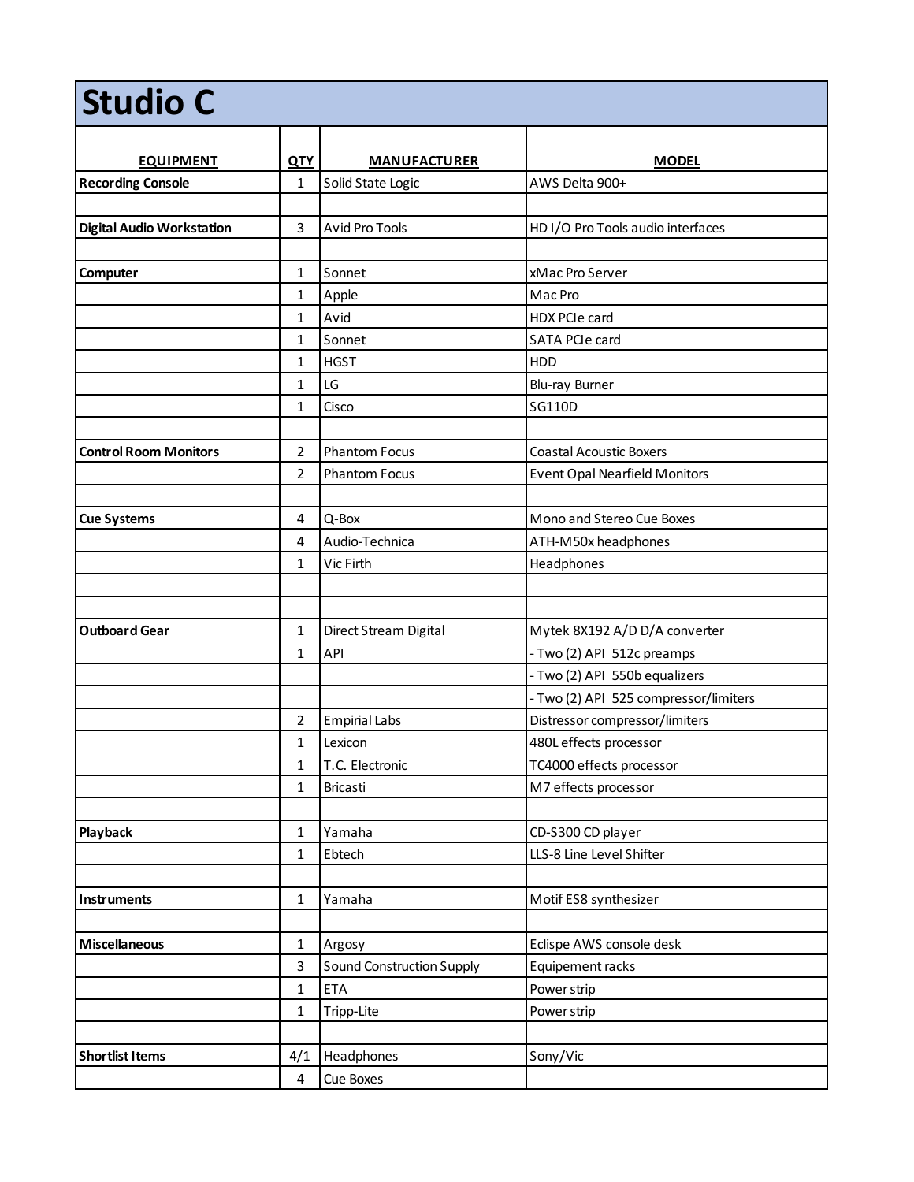# Studio C

| EQUIPMENT | QTY | MANUFACTURER | MODEL |
|---|---|---|---|
| **Recording Console** | 1 | Solid State Logic | AWS Delta 900+ |
| | | | |
| **Digital Audio Workstation** | 3 | Avid Pro Tools | HD I/O Pro Tools audio interfaces |
| | | | |
| **Computer** | 1 | Sonnet | xMac Pro Server |
| | 1 | Apple | Mac Pro |
| | 1 | Avid | HDX PCIe card |
| | 1 | Sonnet | SATA PCIe card |
| | 1 | HGST | HDD |
| | 1 | LG | Blu-ray Burner |
| | 1 | Cisco | SG110D |
| | | | |
| **Control Room Monitors** | 2 | Phantom Focus | Coastal Acoustic Boxers |
| | 2 | Phantom Focus | Event Opal Nearfield Monitors |
| | | | |
| **Cue Systems** | 4 | Q-Box | Mono and Stereo Cue Boxes |
| | 4 | Audio-Technica | ATH-M50x headphones |
| | 1 | Vic Firth | Headphones |
| | | | |
| | | | |
| **Outboard Gear** | 1 | Direct Stream Digital | Mytek 8X192 A/D D/A converter |
| | 1 | API | - Two (2) API 512c preamps |
| | | | - Two (2) API 550b equalizers |
| | | | - Two (2) API 525 compressor/limiters |
| | 2 | Empirial Labs | Distressor compressor/limiters |
| | 1 | Lexicon | 480L effects processor |
| | 1 | T.C. Electronic | TC4000 effects processor |
| | 1 | Bricasti | M7 effects processor |
| | | | |
| **Playback** | 1 | Yamaha | CD-S300 CD player |
| | 1 | Ebtech | LLS-8 Line Level Shifter |
| | | | |
| **Instruments** | 1 | Yamaha | Motif ES8 synthesizer |
| | | | |
| **Miscellaneous** | 1 | Argosy | Eclispe AWS console desk |
| | 3 | Sound Construction Supply | Equipement racks |
| | 1 | ETA | Power strip |
| | 1 | Tripp-Lite | Power strip |
| | | | |
| **Shortlist Items** | 4/1 | Headphones | Sony/Vic |
| | 4 | Cue Boxes | |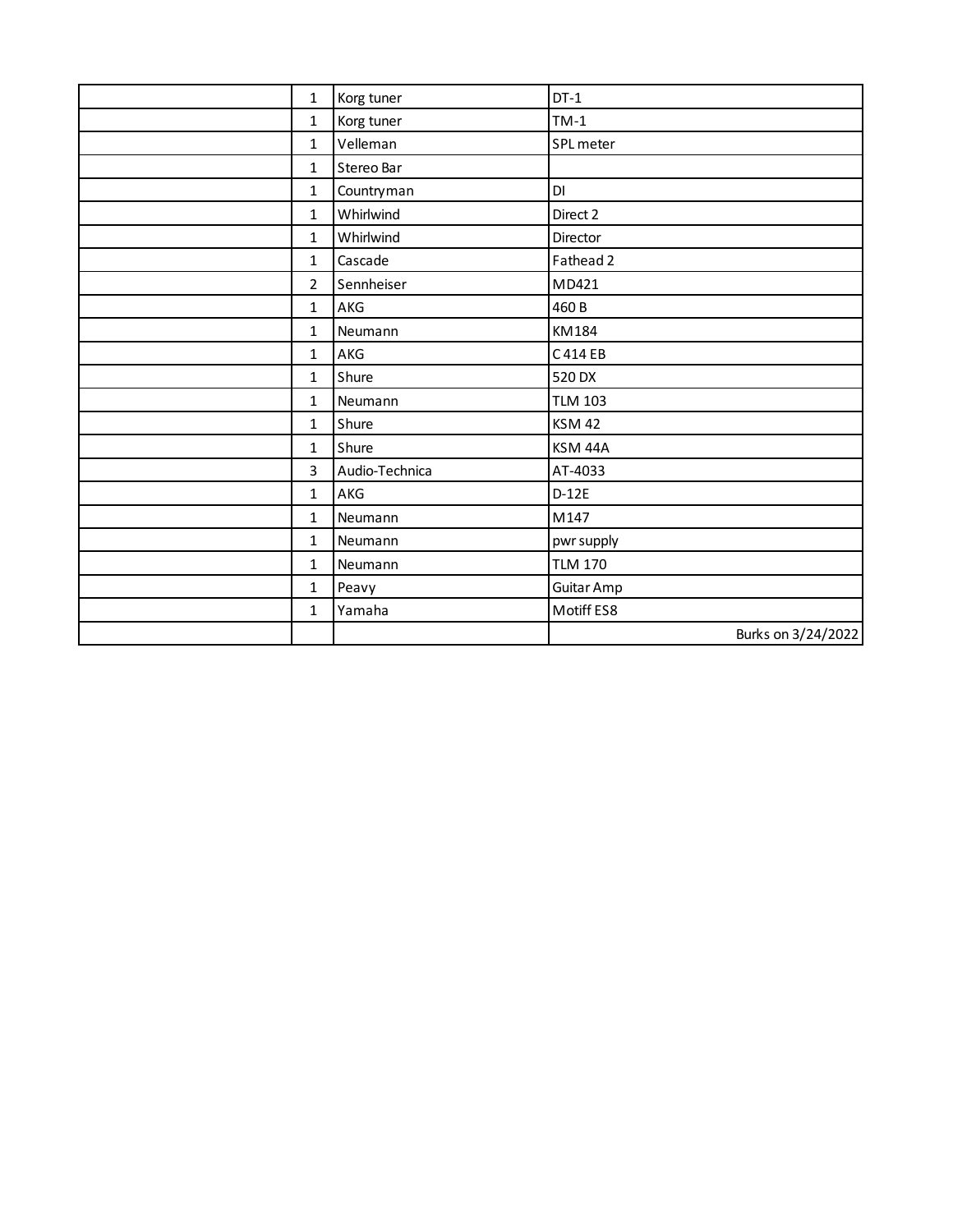| | | | |
|---|---|---|---|
| | 1 | Korg tuner | DT-1 |
| | 1 | Korg tuner | TM-1 |
| | 1 | Velleman | SPL meter |
| | 1 | Stereo Bar | |
| | 1 | Countryman | DI |
| | 1 | Whirlwind | Direct 2 |
| | 1 | Whirlwind | Director |
| | 1 | Cascade | Fathead 2 |
| | 2 | Sennheiser | MD421 |
| | 1 | AKG | 460 B |
| | 1 | Neumann | KM184 |
| | 1 | AKG | C 414 EB |
| | 1 | Shure | 520 DX |
| | 1 | Neumann | TLM 103 |
| | 1 | Shure | KSM 42 |
| | 1 | Shure | KSM 44A |
| | 3 | Audio-Technica | AT-4033 |
| | 1 | AKG | D-12E |
| | 1 | Neumann | M147 |
| | 1 | Neumann | pwr supply |
| | 1 | Neumann | TLM 170 |
| | 1 | Peavy | Guitar Amp |
| | 1 | Yamaha | Motiff ES8 |
| | | | Burks on 3/24/2022 |